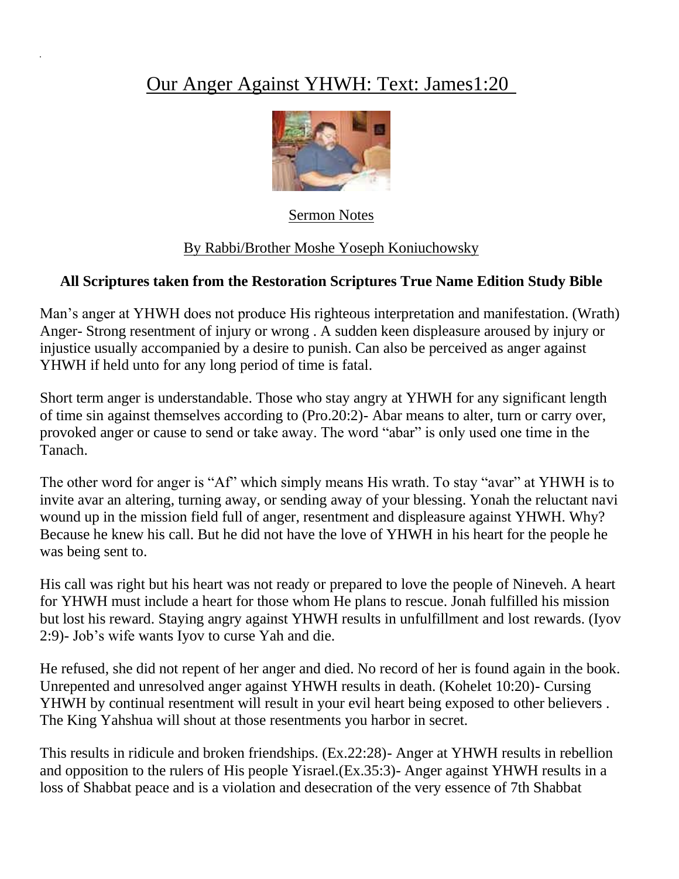# Our Anger Against YHWH: Text: James1:20

Sermon Notes

By Rabbi/Brother Moshe Yoseph Koniuchowsky

**All Scriptures taken from the Restoration Scriptures True Name Edition Study Bible**

Man's anger at YHWH does not produce His righteous interpretation and manifestation. (Wrath) Anger- Strong resentment of injury or wrong . A sudden keen displeasure aroused by injury or injustice usually accompanied by a desire to punish. Can also be perceived as anger against YHWH if held unto for any long period of time is fatal.

Short term anger is understandable. Those who stay angry at YHWH for any significant length of time sin against themselves according to (Pro.20:2)- Abar means to alter, turn or carry over, provoked anger or cause to send or take away. The word "abar" is only used one time in the Tanach.

The other word for anger is "Af" which simply means His wrath. To stay "avar" at YHWH is to invite avar an altering, turning away, or sending away of your blessing. Yonah the reluctant navi wound up in the mission field full of anger, resentment and displeasure against YHWH. Why? Because he knew his call. But he did not have the love of YHWH in his heart for the people he was being sent to.

His call was right but his heart was not ready or prepared to love the people of Nineveh. A heart for YHWH must include a heart for those whom He plans to rescue. Jonah fulfilled his mission but lost his reward. Staying angry against YHWH results in unfulfillment and lost rewards. (Iyov 2:9)- Job's wife wants Iyov to curse Yah and die.

He refused, she did not repent of her anger and died. No record of her is found again in the book. Unrepented and unresolved anger against YHWH results in death. (Kohelet 10:20)- Cursing YHWH by continual resentment will result in your evil heart being exposed to other believers . The King Yahshua will shout at those resentments you harbor in secret.

This results in ridicule and broken friendships. (Ex.22:28)- Anger at YHWH results in rebellion and opposition to the rulers of His people Yisrael.(Ex.35:3)- Anger against YHWH results in a loss of Shabbat peace and is a violation and desecration of the very essence of 7th Shabbat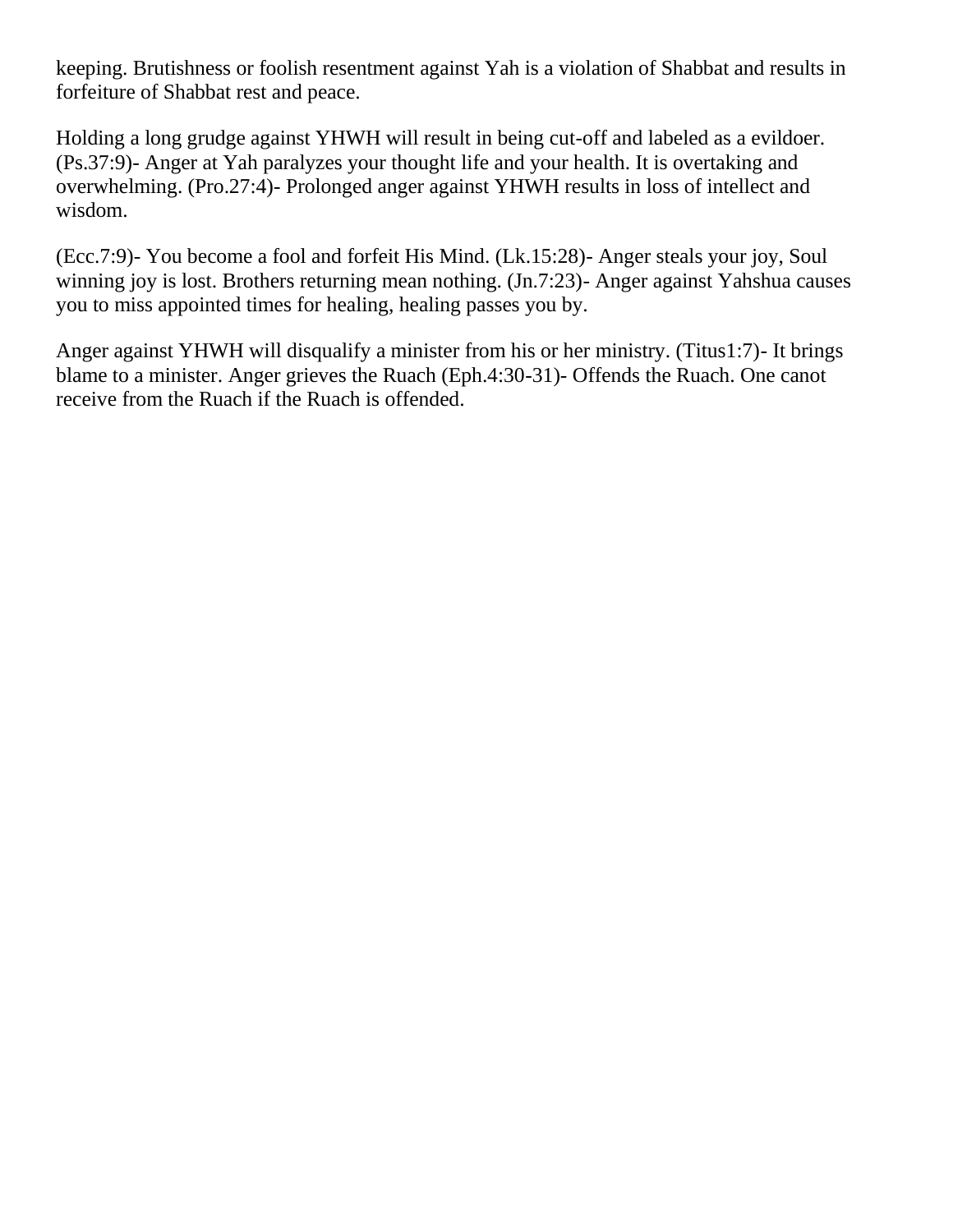keeping. Brutishness or foolish resentment against Yah is a violation of Shabbat and results in forfeiture of Shabbat rest and peace.

Holding a long grudge against YHWH will result in being cut-off and labeled as a evildoer. (Ps.37:9)- Anger at Yah paralyzes your thought life and your health. It is overtaking and overwhelming. (Pro.27:4)- Prolonged anger against YHWH results in loss of intellect and wisdom.

(Ecc.7:9)- You become a fool and forfeit His Mind. (Lk.15:28)- Anger steals your joy, Soul winning joy is lost. Brothers returning mean nothing. (Jn.7:23)- Anger against Yahshua causes you to miss appointed times for healing, healing passes you by.

Anger against YHWH will disqualify a minister from his or her ministry. (Titus1:7)- It brings blame to a minister. Anger grieves the Ruach (Eph.4:30-31)- Offends the Ruach. One canot receive from the Ruach if the Ruach is offended.